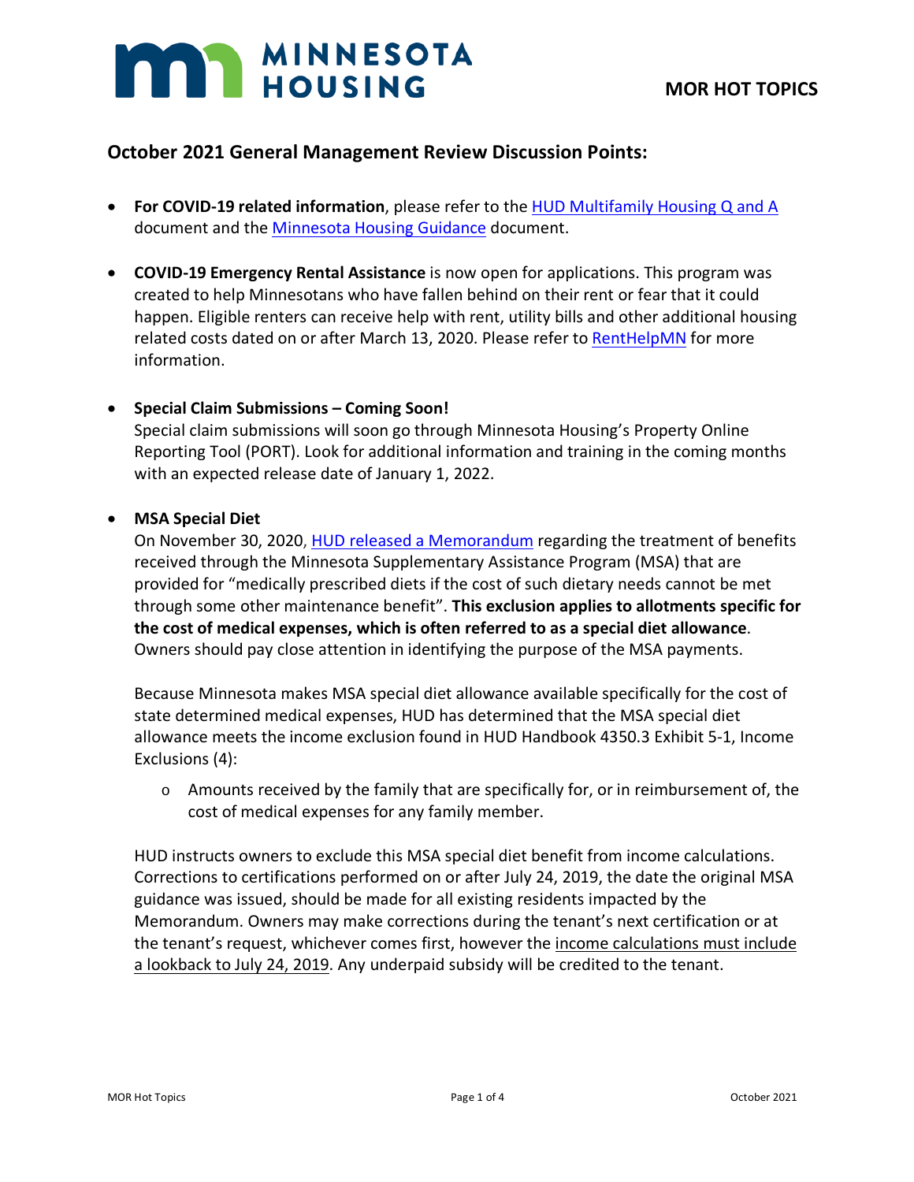# MINNESOTA HOUSING

**MOR HOT TOPICS**

## October 2021 General Management Review Discussion Points:

- **For COVID-19 related information**, please refer to the HUD Multifamily Housing Q and A document and the Minnesota Housing Guidance document.

- **COVID-19 Emergency Rental Assistance** is now open for applications. This program was created to help Minnesotans who have fallen behind on their rent or fear that it could happen. Eligible renters can receive help with rent, utility bills and other additional housing related costs dated on or after March 13, 2020. Please refer to RentHelpMN for more information.

- **Special Claim Submissions – Coming Soon!**
  Special claim submissions will soon go through Minnesota Housing's Property Online Reporting Tool (PORT). Look for additional information and training in the coming months with an expected release date of January 1, 2022.

- **MSA Special Diet**
  On November 30, 2020, HUD released a Memorandum regarding the treatment of benefits received through the Minnesota Supplementary Assistance Program (MSA) that are provided for "medically prescribed diets if the cost of such dietary needs cannot be met through some other maintenance benefit". **This exclusion applies to allotments specific for the cost of medical expenses, which is often referred to as a special diet allowance**. Owners should pay close attention in identifying the purpose of the MSA payments.

  Because Minnesota makes MSA special diet allowance available specifically for the cost of state determined medical expenses, HUD has determined that the MSA special diet allowance meets the income exclusion found in HUD Handbook 4350.3 Exhibit 5-1, Income Exclusions (4):

  - Amounts received by the family that are specifically for, or in reimbursement of, the cost of medical expenses for any family member.

  HUD instructs owners to exclude this MSA special diet benefit from income calculations. Corrections to certifications performed on or after July 24, 2019, the date the original MSA guidance was issued, should be made for all existing residents impacted by the Memorandum. Owners may make corrections during the tenant's next certification or at the tenant's request, whichever comes first, however the income calculations must include a lookback to July 24, 2019. Any underpaid subsidy will be credited to the tenant.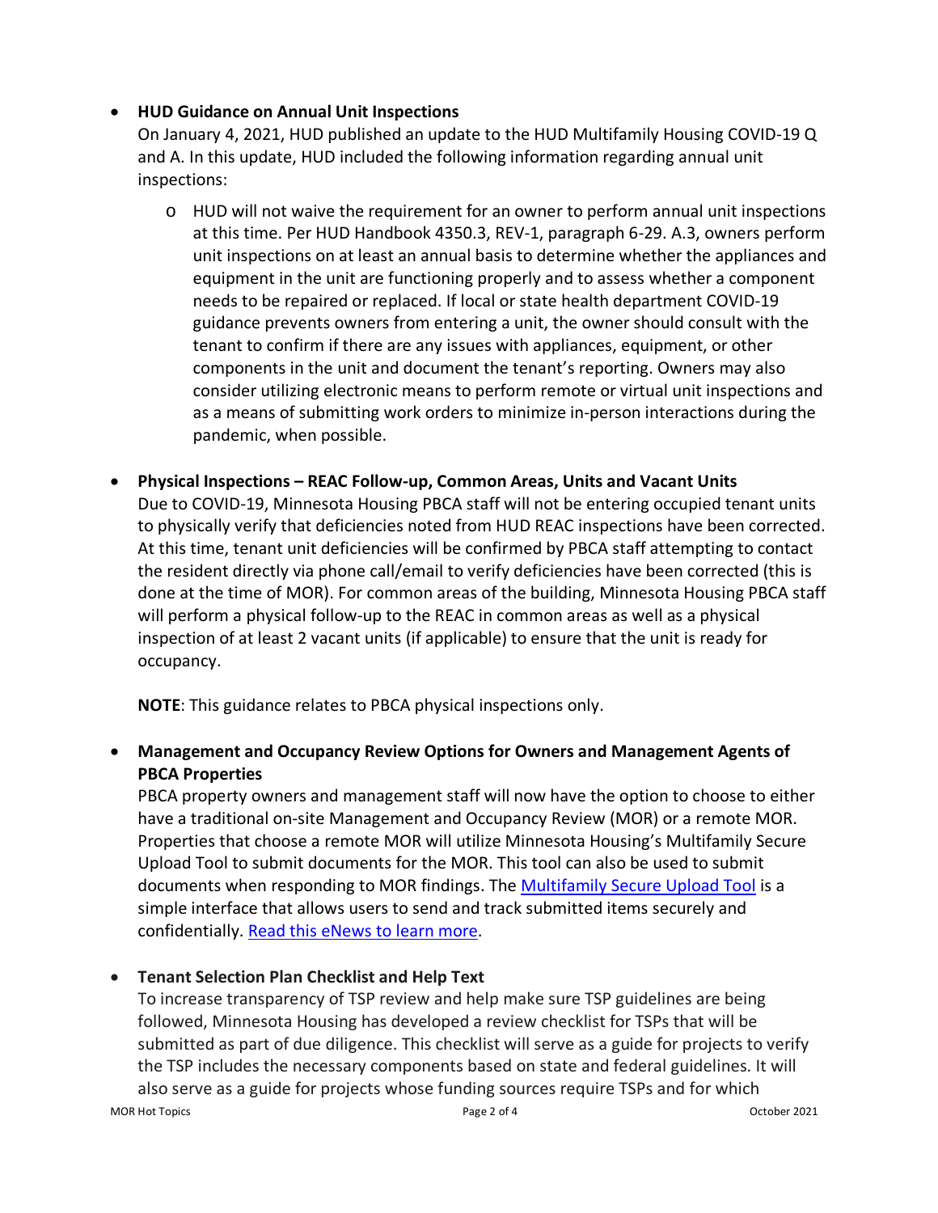- **HUD Guidance on Annual Unit Inspections**
  On January 4, 2021, HUD published an update to the HUD Multifamily Housing COVID-19 Q and A. In this update, HUD included the following information regarding annual unit inspections:

  - HUD will not waive the requirement for an owner to perform annual unit inspections at this time. Per HUD Handbook 4350.3, REV-1, paragraph 6-29. A.3, owners perform unit inspections on at least an annual basis to determine whether the appliances and equipment in the unit are functioning properly and to assess whether a component needs to be repaired or replaced. If local or state health department COVID-19 guidance prevents owners from entering a unit, the owner should consult with the tenant to confirm if there are any issues with appliances, equipment, or other components in the unit and document the tenant's reporting. Owners may also consider utilizing electronic means to perform remote or virtual unit inspections and as a means of submitting work orders to minimize in-person interactions during the pandemic, when possible.

- **Physical Inspections – REAC Follow-up, Common Areas, Units and Vacant Units**
  Due to COVID-19, Minnesota Housing PBCA staff will not be entering occupied tenant units to physically verify that deficiencies noted from HUD REAC inspections have been corrected. At this time, tenant unit deficiencies will be confirmed by PBCA staff attempting to contact the resident directly via phone call/email to verify deficiencies have been corrected (this is done at the time of MOR). For common areas of the building, Minnesota Housing PBCA staff will perform a physical follow-up to the REAC in common areas as well as a physical inspection of at least 2 vacant units (if applicable) to ensure that the unit is ready for occupancy.

  **NOTE**: This guidance relates to PBCA physical inspections only.

- **Management and Occupancy Review Options for Owners and Management Agents of PBCA Properties**
  PBCA property owners and management staff will now have the option to choose to either have a traditional on-site Management and Occupancy Review (MOR) or a remote MOR. Properties that choose a remote MOR will utilize Minnesota Housing's Multifamily Secure Upload Tool to submit documents for the MOR. This tool can also be used to submit documents when responding to MOR findings. The Multifamily Secure Upload Tool is a simple interface that allows users to send and track submitted items securely and confidentially. Read this eNews to learn more.

- **Tenant Selection Plan Checklist and Help Text**
  To increase transparency of TSP review and help make sure TSP guidelines are being followed, Minnesota Housing has developed a review checklist for TSPs that will be submitted as part of due diligence. This checklist will serve as a guide for projects to verify the TSP includes the necessary components based on state and federal guidelines. It will also serve as a guide for projects whose funding sources require TSPs and for which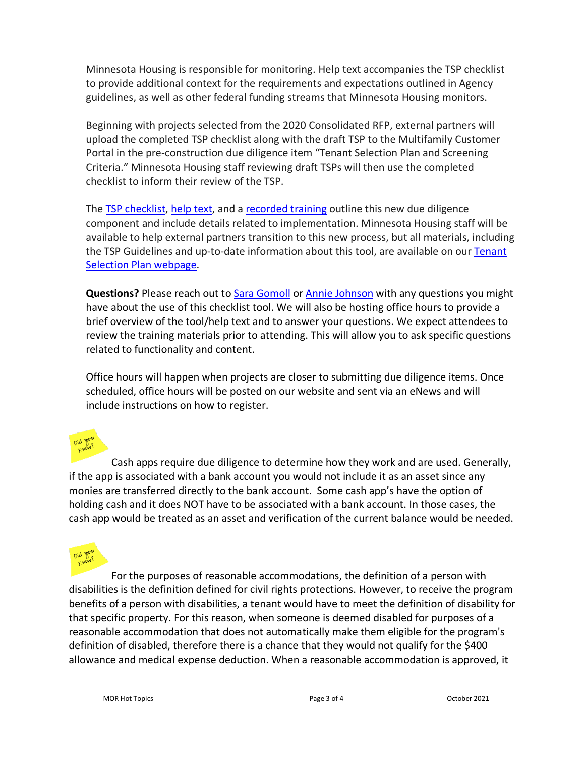Minnesota Housing is responsible for monitoring. Help text accompanies the TSP checklist to provide additional context for the requirements and expectations outlined in Agency guidelines, as well as other federal funding streams that Minnesota Housing monitors.

Beginning with projects selected from the 2020 Consolidated RFP, external partners will upload the completed TSP checklist along with the draft TSP to the Multifamily Customer Portal in the pre-construction due diligence item "Tenant Selection Plan and Screening Criteria." Minnesota Housing staff reviewing draft TSPs will then use the completed checklist to inform their review of the TSP.

The TSP checklist, help text, and a recorded training outline this new due diligence component and include details related to implementation. Minnesota Housing staff will be available to help external partners transition to this new process, but all materials, including the TSP Guidelines and up-to-date information about this tool, are available on our Tenant Selection Plan webpage.

**Questions?** Please reach out to Sara Gomoll or Annie Johnson with any questions you might have about the use of this checklist tool. We will also be hosting office hours to provide a brief overview of the tool/help text and to answer your questions. We expect attendees to review the training materials prior to attending. This will allow you to ask specific questions related to functionality and content.

Office hours will happen when projects are closer to submitting due diligence items. Once scheduled, office hours will be posted on our website and sent via an eNews and will include instructions on how to register.

Did you know?

Cash apps require due diligence to determine how they work and are used. Generally, if the app is associated with a bank account you would not include it as an asset since any monies are transferred directly to the bank account. Some cash app's have the option of holding cash and it does NOT have to be associated with a bank account. In those cases, the cash app would be treated as an asset and verification of the current balance would be needed.

Did you know?

For the purposes of reasonable accommodations, the definition of a person with disabilities is the definition defined for civil rights protections. However, to receive the program benefits of a person with disabilities, a tenant would have to meet the definition of disability for that specific property. For this reason, when someone is deemed disabled for purposes of a reasonable accommodation that does not automatically make them eligible for the program's definition of disabled, therefore there is a chance that they would not qualify for the $400 allowance and medical expense deduction. When a reasonable accommodation is approved, it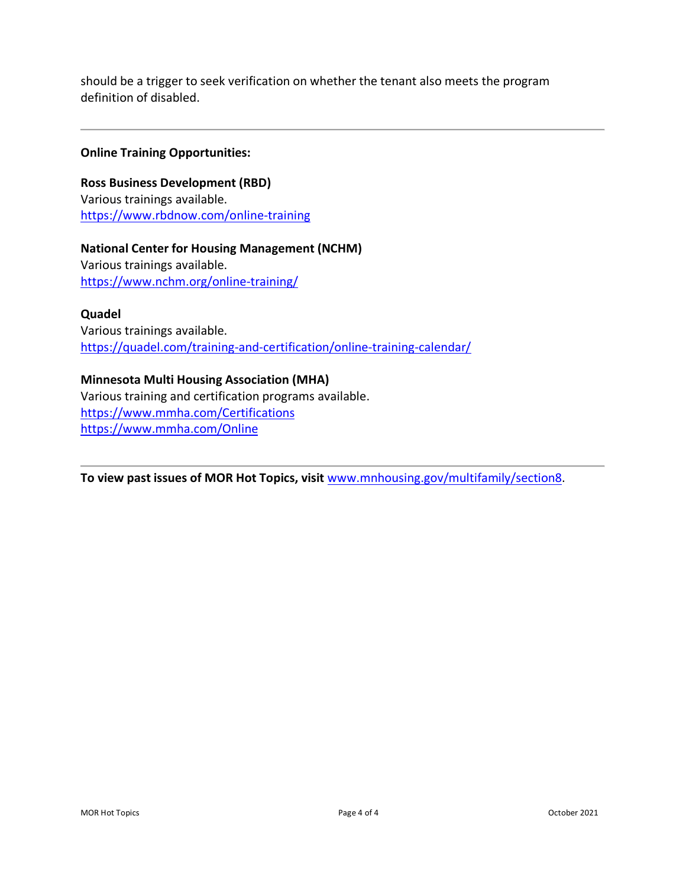should be a trigger to seek verification on whether the tenant also meets the program definition of disabled.

---

**Online Training Opportunities:**

**Ross Business Development (RBD)**
Various trainings available.
https://www.rbdnow.com/online-training

**National Center for Housing Management (NCHM)**
Various trainings available.
https://www.nchm.org/online-training/

**Quadel**
Various trainings available.
https://quadel.com/training-and-certification/online-training-calendar/

**Minnesota Multi Housing Association (MHA)**
Various training and certification programs available.
https://www.mmha.com/Certifications
https://www.mmha.com/Online

---

**To view past issues of MOR Hot Topics, visit** www.mnhousing.gov/multifamily/section8.